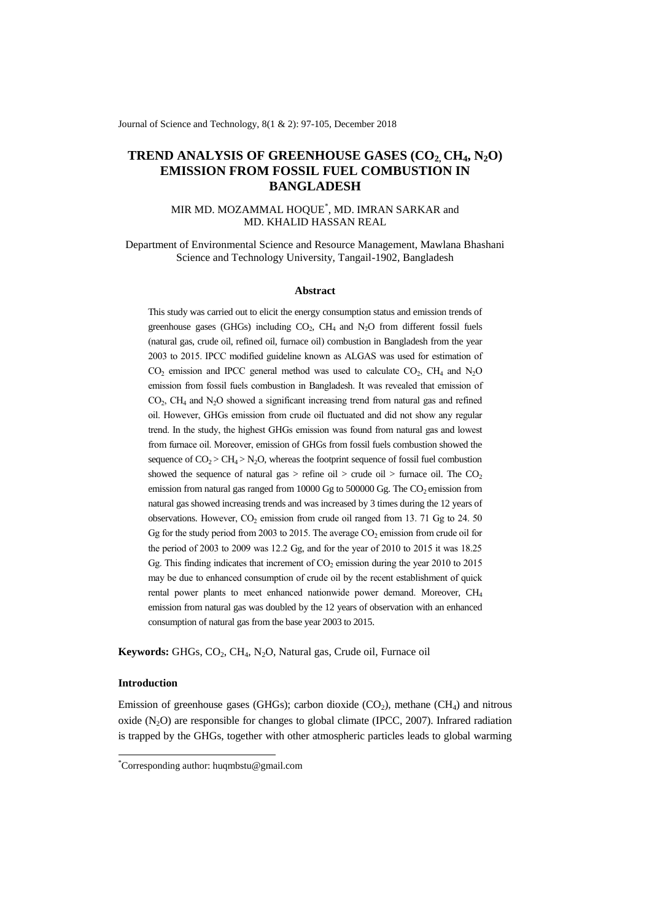# TREND ANALYSIS OF GREENHOUSE GASES ($CO_2$, $CH_4$, $N_2O$) EMISSION FROM FOSSIL FUEL COMBUSTION IN BANGLADESH

MIR MD. MOZAMMAL HOQUE[*], MD. IMRAN SARKAR and MD. KHALID HASSAN REAL

Department of Environmental Science and Resource Management, Mawlana Bhashani Science and Technology University, Tangail-1902, Bangladesh

### Abstract

This study was carried out to elicit the energy consumption status and emission trends of greenhouse gases (GHGs) including $CO_2$, $CH_4$ and $N_2O$ from different fossil fuels (natural gas, crude oil, refined oil, furnace oil) combustion in Bangladesh from the year 2003 to 2015. IPCC modified guideline known as ALGAS was used for estimation of $CO_2$ emission and IPCC general method was used to calculate $CO_2$, $CH_4$ and $N_2O$ emission from fossil fuels combustion in Bangladesh. It was revealed that emission of $CO_2$, $CH_4$ and $N_2O$ showed a significant increasing trend from natural gas and refined oil. However, GHGs emission from crude oil fluctuated and did not show any regular trend. In the study, the highest GHGs emission was found from natural gas and lowest from furnace oil. Moreover, emission of GHGs from fossil fuels combustion showed the sequence of $CO_2 > CH_4 > N_2O$, whereas the footprint sequence of fossil fuel combustion showed the sequence of natural gas > refine oil > crude oil > furnace oil. The $CO_2$ emission from natural gas ranged from 10000 Gg to 500000 Gg. The $CO_2$ emission from natural gas showed increasing trends and was increased by 3 times during the 12 years of observations. However, $CO_2$ emission from crude oil ranged from 13. 71 Gg to 24. 50 Gg for the study period from 2003 to 2015. The average $CO_2$ emission from crude oil for the period of 2003 to 2009 was 12.2 Gg, and for the year of 2010 to 2015 it was 18.25 Gg. This finding indicates that increment of $CO_2$ emission during the year 2010 to 2015 may be due to enhanced consumption of crude oil by the recent establishment of quick rental power plants to meet enhanced nationwide power demand. Moreover, $CH_4$ emission from natural gas was doubled by the 12 years of observation with an enhanced consumption of natural gas from the base year 2003 to 2015.

**Keywords:** GHGs, $CO_2$, $CH_4$, $N_2O$, Natural gas, Crude oil, Furnace oil

### Introduction

Emission of greenhouse gases (GHGs); carbon dioxide ($CO_2$), methane ($CH_4$) and nitrous oxide ($N_2O$) are responsible for changes to global climate (IPCC, 2007). Infrared radiation is trapped by the GHGs, together with other atmospheric particles leads to global warming

---

[*]Corresponding author: huqmbstu@gmail.com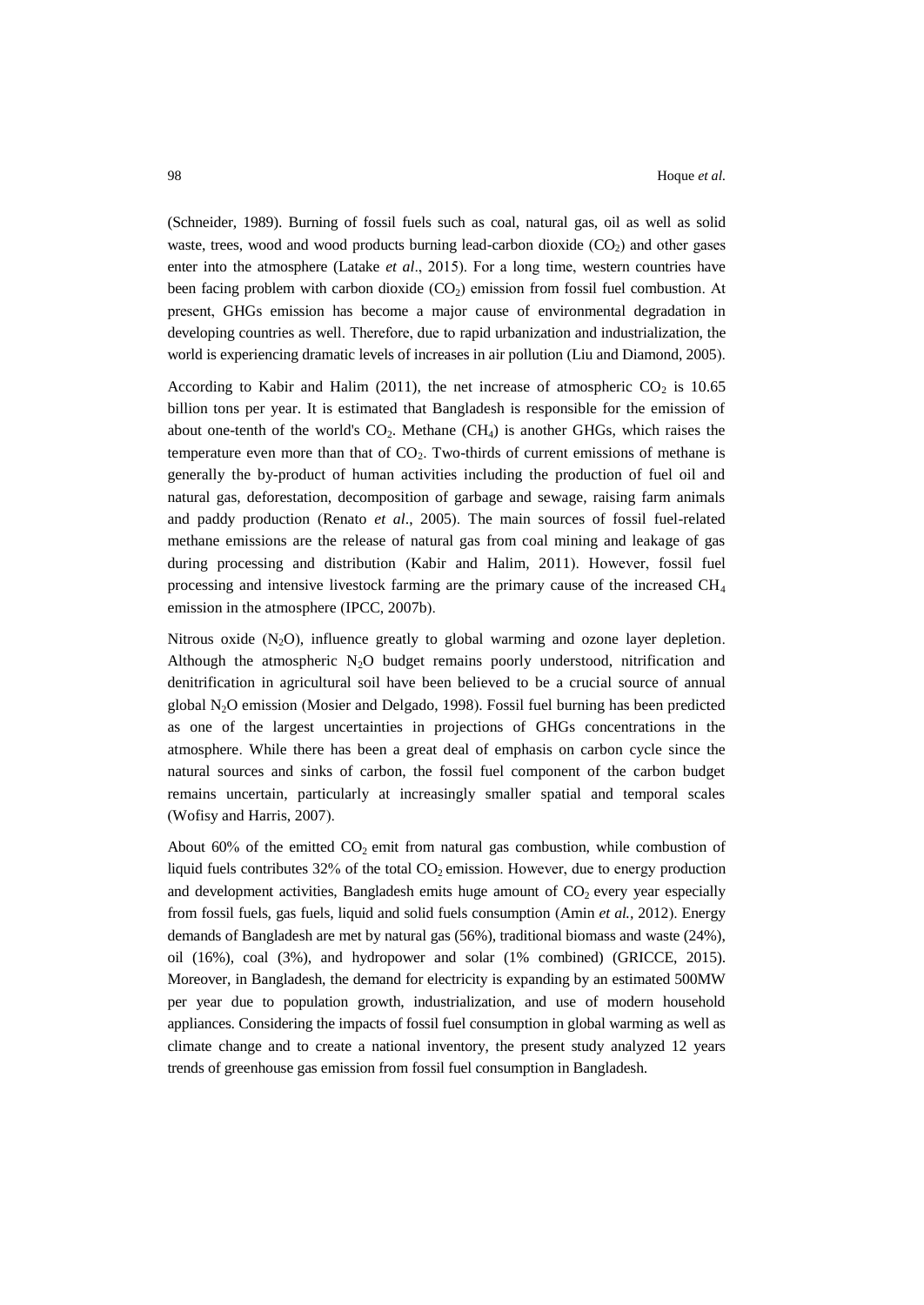(Schneider, 1989). Burning of fossil fuels such as coal, natural gas, oil as well as solid waste, trees, wood and wood products burning lead-carbon dioxide ($CO_2$) and other gases enter into the atmosphere (Latake *et al*., 2015). For a long time, western countries have been facing problem with carbon dioxide ($CO_2$) emission from fossil fuel combustion. At present, GHGs emission has become a major cause of environmental degradation in developing countries as well. Therefore, due to rapid urbanization and industrialization, the world is experiencing dramatic levels of increases in air pollution (Liu and Diamond, 2005).

According to Kabir and Halim (2011), the net increase of atmospheric $CO_2$ is 10.65 billion tons per year. It is estimated that Bangladesh is responsible for the emission of about one-tenth of the world's $CO_2$. Methane ($CH_4$) is another GHGs, which raises the temperature even more than that of $CO_2$. Two-thirds of current emissions of methane is generally the by-product of human activities including the production of fuel oil and natural gas, deforestation, decomposition of garbage and sewage, raising farm animals and paddy production (Renato *et al*., 2005). The main sources of fossil fuel-related methane emissions are the release of natural gas from coal mining and leakage of gas during processing and distribution (Kabir and Halim, 2011). However, fossil fuel processing and intensive livestock farming are the primary cause of the increased $CH_4$ emission in the atmosphere (IPCC, 2007b).

Nitrous oxide ($N_2O$), influence greatly to global warming and ozone layer depletion. Although the atmospheric $N_2O$ budget remains poorly understood, nitrification and denitrification in agricultural soil have been believed to be a crucial source of annual global $N_2O$ emission (Mosier and Delgado, 1998). Fossil fuel burning has been predicted as one of the largest uncertainties in projections of GHGs concentrations in the atmosphere. While there has been a great deal of emphasis on carbon cycle since the natural sources and sinks of carbon, the fossil fuel component of the carbon budget remains uncertain, particularly at increasingly smaller spatial and temporal scales (Wofisy and Harris, 2007).

About 60% of the emitted $CO_2$ emit from natural gas combustion, while combustion of liquid fuels contributes 32% of the total $CO_2$ emission. However, due to energy production and development activities, Bangladesh emits huge amount of $CO_2$ every year especially from fossil fuels, gas fuels, liquid and solid fuels consumption (Amin *et al.*, 2012). Energy demands of Bangladesh are met by natural gas (56%), traditional biomass and waste (24%), oil (16%), coal (3%), and hydropower and solar (1% combined) (GRICCE, 2015). Moreover, in Bangladesh, the demand for electricity is expanding by an estimated 500MW per year due to population growth, industrialization, and use of modern household appliances. Considering the impacts of fossil fuel consumption in global warming as well as climate change and to create a national inventory, the present study analyzed 12 years trends of greenhouse gas emission from fossil fuel consumption in Bangladesh.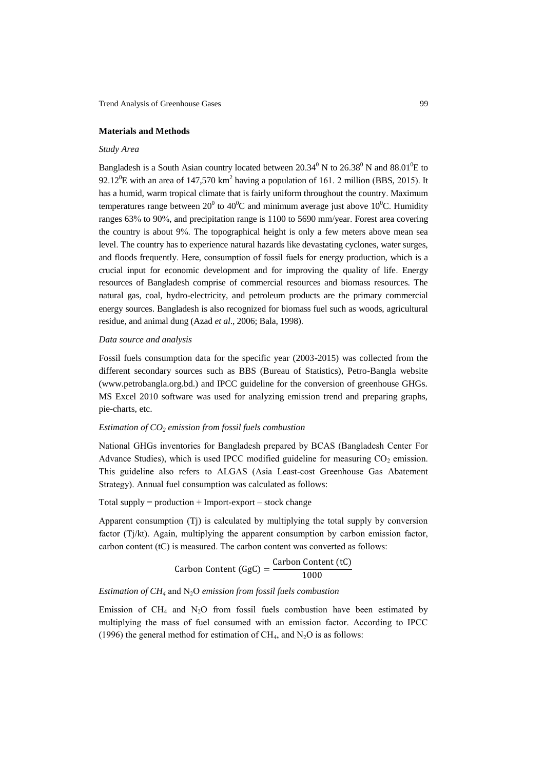## Materials and Methods

### *Study Area*

Bangladesh is a South Asian country located between $20.34^0$ N to $26.38^0$ N and $88.01^0$E to $92.12^0$E with an area of 147,570 km$^2$ having a population of 161. 2 million (BBS, 2015). It has a humid, warm tropical climate that is fairly uniform throughout the country. Maximum temperatures range between $20^0$ to $40^0$C and minimum average just above $10^0$C. Humidity ranges 63% to 90%, and precipitation range is 1100 to 5690 mm/year. Forest area covering the country is about 9%. The topographical height is only a few meters above mean sea level. The country has to experience natural hazards like devastating cyclones, water surges, and floods frequently. Here, consumption of fossil fuels for energy production, which is a crucial input for economic development and for improving the quality of life. Energy resources of Bangladesh comprise of commercial resources and biomass resources. The natural gas, coal, hydro-electricity, and petroleum products are the primary commercial energy sources. Bangladesh is also recognized for biomass fuel such as woods, agricultural residue, and animal dung (Azad *et al*., 2006; Bala, 1998).

### *Data source and analysis*

Fossil fuels consumption data for the specific year (2003-2015) was collected from the different secondary sources such as BBS (Bureau of Statistics), Petro-Bangla website (www.petrobangla.org.bd.) and IPCC guideline for the conversion of greenhouse GHGs. MS Excel 2010 software was used for analyzing emission trend and preparing graphs, pie-charts, etc.

### *Estimation of $CO_2$ emission from fossil fuels combustion*

National GHGs inventories for Bangladesh prepared by BCAS (Bangladesh Center For Advance Studies), which is used IPCC modified guideline for measuring $CO_2$ emission. This guideline also refers to ALGAS (Asia Least-cost Greenhouse Gas Abatement Strategy). Annual fuel consumption was calculated as follows:

Total supply = production + Import-export – stock change

Apparent consumption (Tj) is calculated by multiplying the total supply by conversion factor (Tj/kt). Again, multiplying the apparent consumption by carbon emission factor, carbon content (tC) is measured. The carbon content was converted as follows:

$$\text{Carbon Content (GgC)} = \frac{\text{Carbon Content (tC)}}{1000}$$

### *Estimation of $CH_4$ and $N_2O$ emission from fossil fuels combustion*

Emission of $CH_4$ and $N_2O$ from fossil fuels combustion have been estimated by multiplying the mass of fuel consumed with an emission factor. According to IPCC (1996) the general method for estimation of $CH_4$, and $N_2O$ is as follows: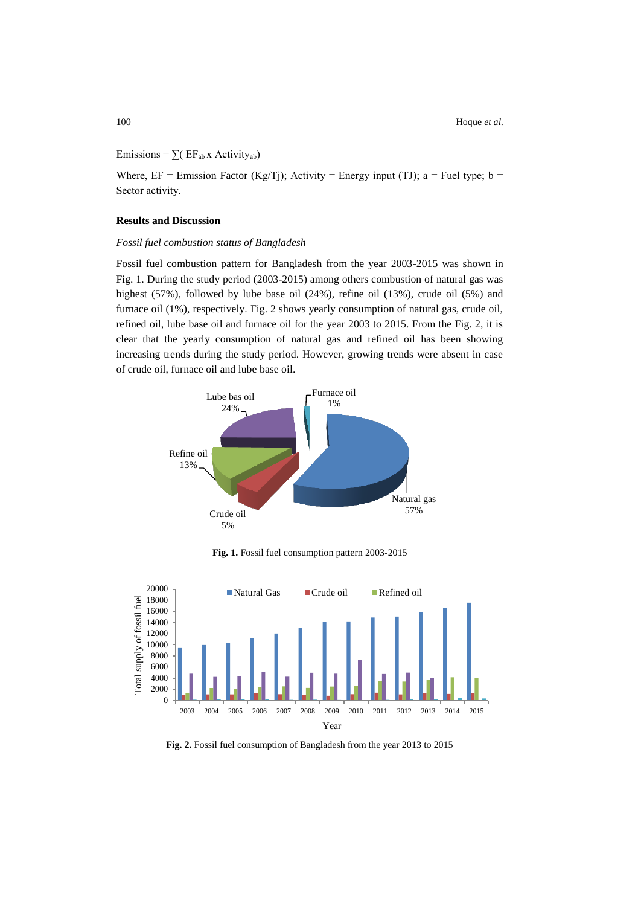Emissions = $\sum$( $EF_{ab}$ x $Activity_{ab}$)

Where, EF = Emission Factor (Kg/Tj); Activity = Energy input (TJ); a = Fuel type; b = Sector activity.

## Results and Discussion

### *Fossil fuel combustion status of Bangladesh*

Fossil fuel combustion pattern for Bangladesh from the year 2003-2015 was shown in Fig. 1. During the study period (2003-2015) among others combustion of natural gas was highest (57%), followed by lube base oil (24%), refine oil (13%), crude oil (5%) and furnace oil (1%), respectively. Fig. 2 shows yearly consumption of natural gas, crude oil, refined oil, lube base oil and furnace oil for the year 2003 to 2015. From the Fig. 2, it is clear that the yearly consumption of natural gas and refined oil has been showing increasing trends during the study period. However, growing trends were absent in case of crude oil, furnace oil and lube base oil.

**Fig. 1.** Fossil fuel consumption pattern 2003-2015

**Fig. 2.** Fossil fuel consumption of Bangladesh from the year 2013 to 2015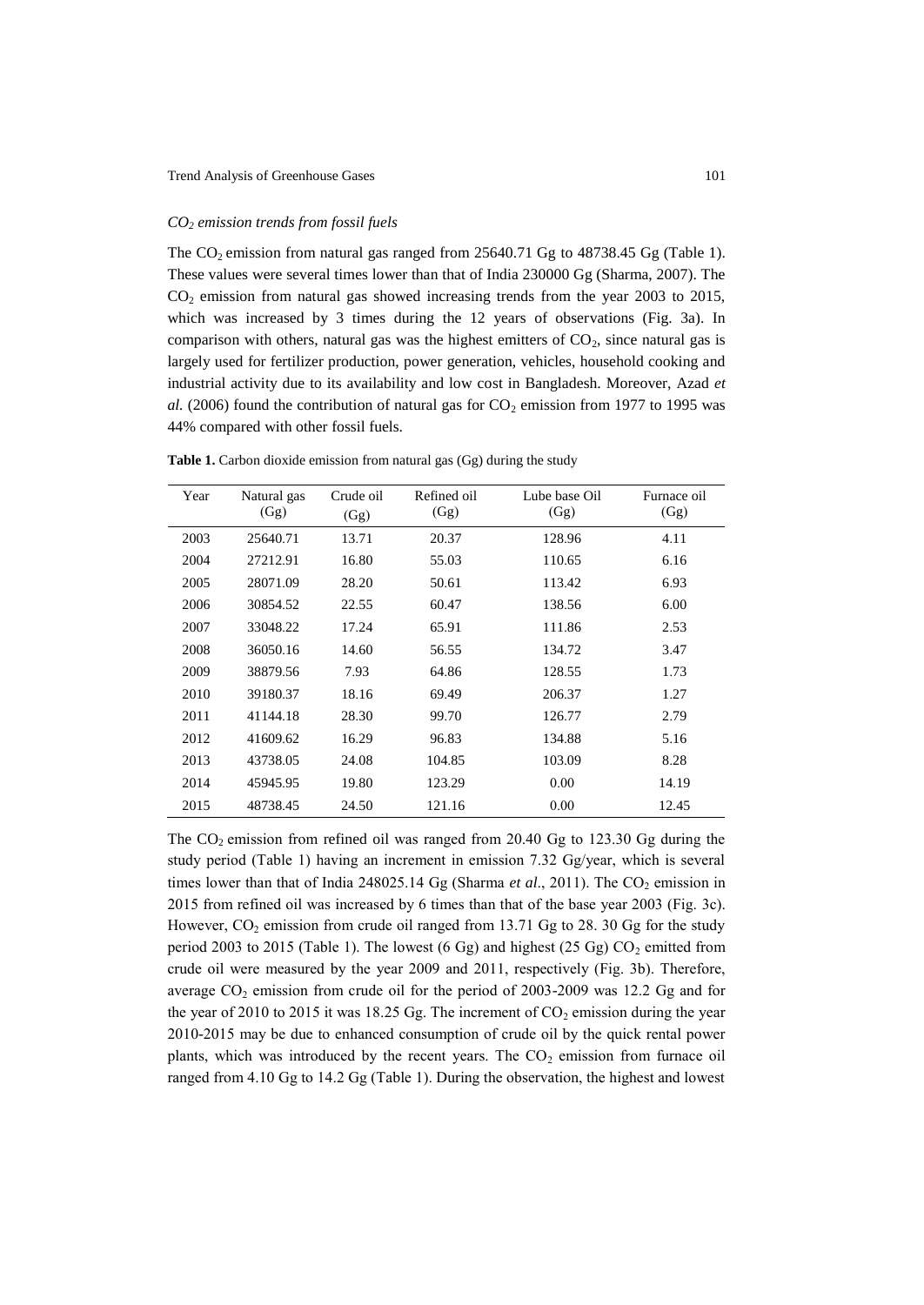### $CO_2$ emission trends from fossil fuels

The $CO_2$ emission from natural gas ranged from 25640.71 Gg to 48738.45 Gg (Table 1). These values were several times lower than that of India 230000 Gg (Sharma, 2007). The $CO_2$ emission from natural gas showed increasing trends from the year 2003 to 2015, which was increased by 3 times during the 12 years of observations (Fig. 3a). In comparison with others, natural gas was the highest emitters of $CO_2$, since natural gas is largely used for fertilizer production, power generation, vehicles, household cooking and industrial activity due to its availability and low cost in Bangladesh. Moreover, Azad *et al.* (2006) found the contribution of natural gas for $CO_2$ emission from 1977 to 1995 was 44% compared with other fossil fuels.

**Table 1.** Carbon dioxide emission from natural gas (Gg) during the study

| Year | Natural gas (Gg) | Crude oil (Gg) | Refined oil (Gg) | Lube base Oil (Gg) | Furnace oil (Gg) |
|---|---|---|---|---|---|
| 2003 | 25640.71 | 13.71 | 20.37 | 128.96 | 4.11 |
| 2004 | 27212.91 | 16.80 | 55.03 | 110.65 | 6.16 |
| 2005 | 28071.09 | 28.20 | 50.61 | 113.42 | 6.93 |
| 2006 | 30854.52 | 22.55 | 60.47 | 138.56 | 6.00 |
| 2007 | 33048.22 | 17.24 | 65.91 | 111.86 | 2.53 |
| 2008 | 36050.16 | 14.60 | 56.55 | 134.72 | 3.47 |
| 2009 | 38879.56 | 7.93 | 64.86 | 128.55 | 1.73 |
| 2010 | 39180.37 | 18.16 | 69.49 | 206.37 | 1.27 |
| 2011 | 41144.18 | 28.30 | 99.70 | 126.77 | 2.79 |
| 2012 | 41609.62 | 16.29 | 96.83 | 134.88 | 5.16 |
| 2013 | 43738.05 | 24.08 | 104.85 | 103.09 | 8.28 |
| 2014 | 45945.95 | 19.80 | 123.29 | 0.00 | 14.19 |
| 2015 | 48738.45 | 24.50 | 121.16 | 0.00 | 12.45 |

The $CO_2$ emission from refined oil was ranged from 20.40 Gg to 123.30 Gg during the study period (Table 1) having an increment in emission 7.32 Gg/year, which is several times lower than that of India 248025.14 Gg (Sharma *et al*., 2011). The $CO_2$ emission in 2015 from refined oil was increased by 6 times than that of the base year 2003 (Fig. 3c). However, $CO_2$ emission from crude oil ranged from 13.71 Gg to 28. 30 Gg for the study period 2003 to 2015 (Table 1). The lowest (6 Gg) and highest (25 Gg) $CO_2$ emitted from crude oil were measured by the year 2009 and 2011, respectively (Fig. 3b). Therefore, average $CO_2$ emission from crude oil for the period of 2003-2009 was 12.2 Gg and for the year of 2010 to 2015 it was 18.25 Gg. The increment of $CO_2$ emission during the year 2010-2015 may be due to enhanced consumption of crude oil by the quick rental power plants, which was introduced by the recent years. The $CO_2$ emission from furnace oil ranged from 4.10 Gg to 14.2 Gg (Table 1). During the observation, the highest and lowest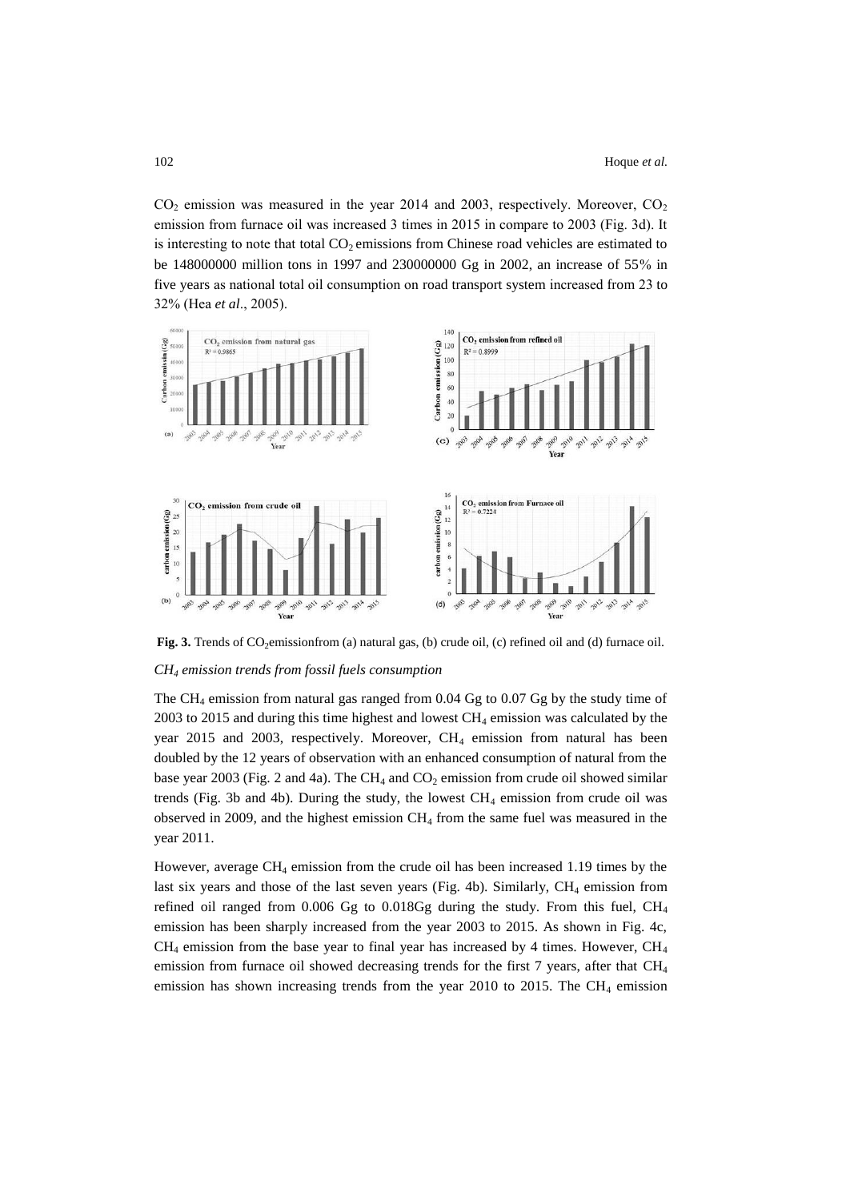$CO_2$ emission was measured in the year 2014 and 2003, respectively. Moreover, $CO_2$ emission from furnace oil was increased 3 times in 2015 in compare to 2003 (Fig. 3d). It is interesting to note that total $CO_2$ emissions from Chinese road vehicles are estimated to be 148000000 million tons in 1997 and 230000000 Gg in 2002, an increase of 55% in five years as national total oil consumption on road transport system increased from 23 to 32% (Hea *et al*., 2005).

**Fig. 3.** Trends of $CO_2$emissionfrom (a) natural gas, (b) crude oil, (c) refined oil and (d) furnace oil.

*$CH_4$ emission trends from fossil fuels consumption*

The $CH_4$ emission from natural gas ranged from 0.04 Gg to 0.07 Gg by the study time of 2003 to 2015 and during this time highest and lowest $CH_4$ emission was calculated by the year 2015 and 2003, respectively. Moreover, $CH_4$ emission from natural has been doubled by the 12 years of observation with an enhanced consumption of natural from the base year 2003 (Fig. 2 and 4a). The $CH_4$ and $CO_2$ emission from crude oil showed similar trends (Fig. 3b and 4b). During the study, the lowest $CH_4$ emission from crude oil was observed in 2009, and the highest emission $CH_4$ from the same fuel was measured in the year 2011.

However, average $CH_4$ emission from the crude oil has been increased 1.19 times by the last six years and those of the last seven years (Fig. 4b). Similarly, $CH_4$ emission from refined oil ranged from 0.006 Gg to 0.018Gg during the study. From this fuel, $CH_4$ emission has been sharply increased from the year 2003 to 2015. As shown in Fig. 4c, $CH_4$ emission from the base year to final year has increased by 4 times. However, $CH_4$ emission from furnace oil showed decreasing trends for the first 7 years, after that $CH_4$ emission has shown increasing trends from the year 2010 to 2015. The $CH_4$ emission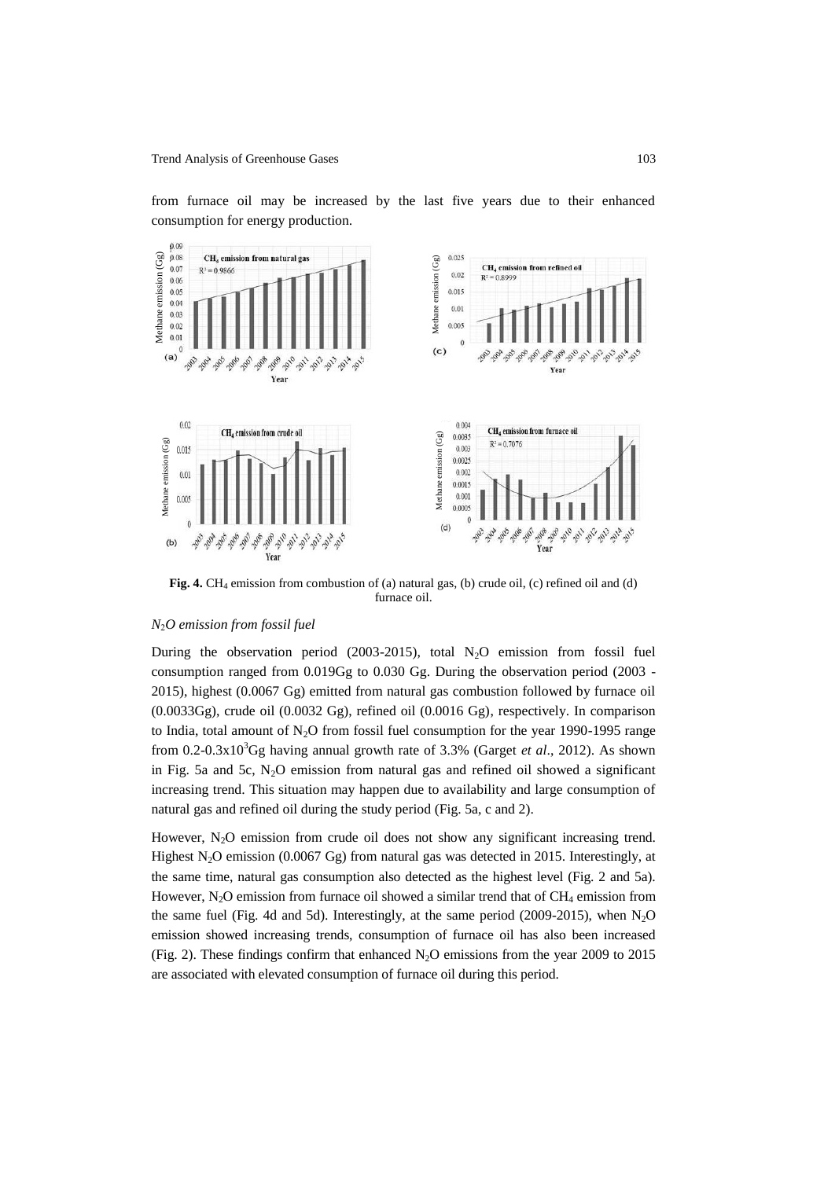from furnace oil may be increased by the last five years due to their enhanced consumption for energy production.

**Fig. 4.** $CH_4$ emission from combustion of (a) natural gas, (b) crude oil, (c) refined oil and (d) furnace oil.

### *$N_2O$ emission from fossil fuel*

During the observation period (2003-2015), total $N_2O$ emission from fossil fuel consumption ranged from 0.019Gg to 0.030 Gg. During the observation period (2003 - 2015), highest (0.0067 Gg) emitted from natural gas combustion followed by furnace oil (0.0033Gg), crude oil (0.0032 Gg), refined oil (0.0016 Gg), respectively. In comparison to India, total amount of $N_2O$ from fossil fuel consumption for the year 1990-1995 range from $0.2\text{-}0.3 \times 10^3$Gg having annual growth rate of 3.3% (Garget *et al*., 2012). As shown in Fig. 5a and 5c, $N_2O$ emission from natural gas and refined oil showed a significant increasing trend. This situation may happen due to availability and large consumption of natural gas and refined oil during the study period (Fig. 5a, c and 2).

However, $N_2O$ emission from crude oil does not show any significant increasing trend. Highest $N_2O$ emission (0.0067 Gg) from natural gas was detected in 2015. Interestingly, at the same time, natural gas consumption also detected as the highest level (Fig. 2 and 5a). However, $N_2O$ emission from furnace oil showed a similar trend that of $CH_4$ emission from the same fuel (Fig. 4d and 5d). Interestingly, at the same period (2009-2015), when $N_2O$ emission showed increasing trends, consumption of furnace oil has also been increased (Fig. 2). These findings confirm that enhanced $N_2O$ emissions from the year 2009 to 2015 are associated with elevated consumption of furnace oil during this period.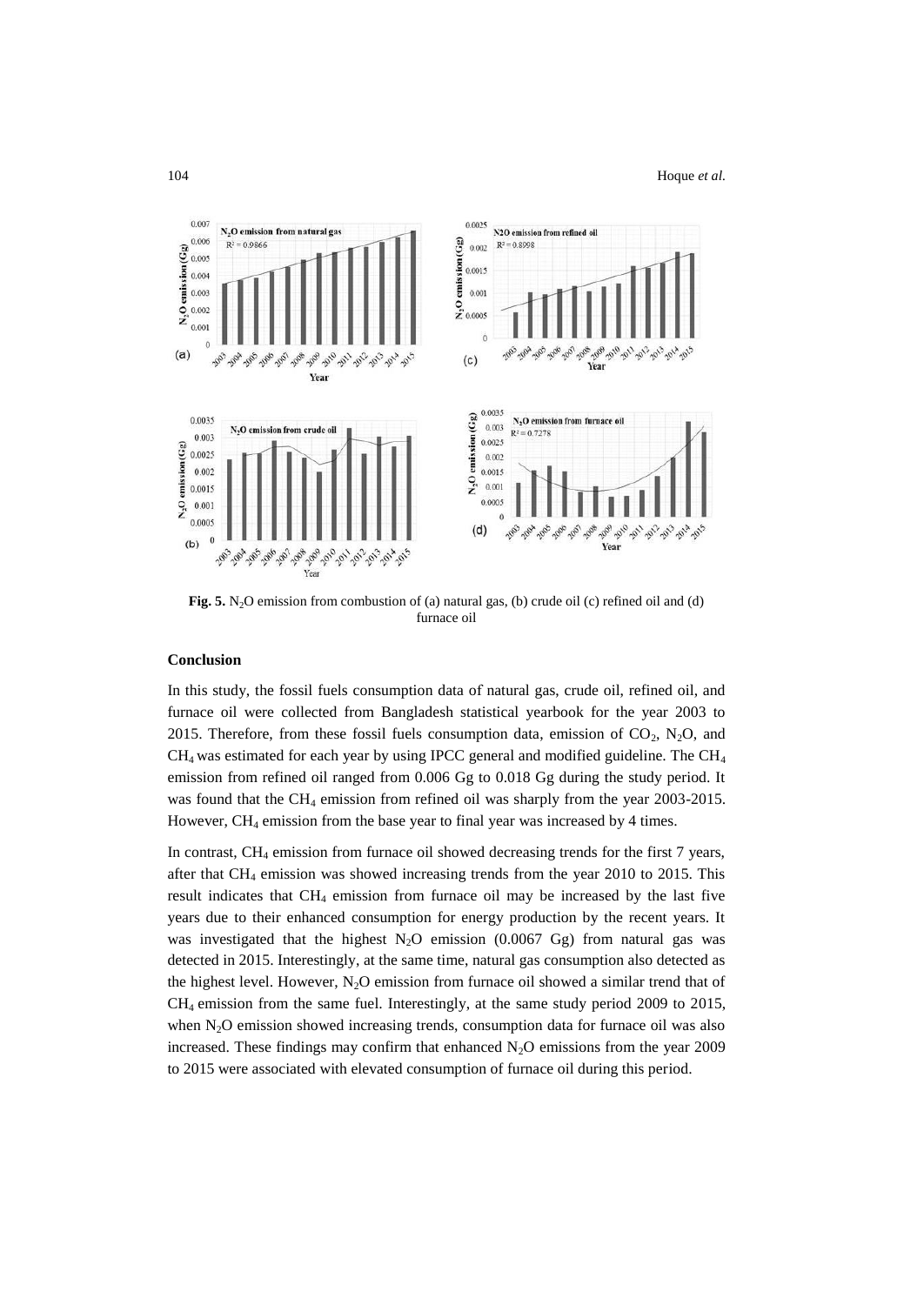**Fig. 5.** $N_2O$ emission from combustion of (a) natural gas, (b) crude oil (c) refined oil and (d) furnace oil

## Conclusion

In this study, the fossil fuels consumption data of natural gas, crude oil, refined oil, and furnace oil were collected from Bangladesh statistical yearbook for the year 2003 to 2015. Therefore, from these fossil fuels consumption data, emission of $CO_2$, $N_2O$, and $CH_4$ was estimated for each year by using IPCC general and modified guideline. The $CH_4$ emission from refined oil ranged from 0.006 Gg to 0.018 Gg during the study period. It was found that the $CH_4$ emission from refined oil was sharply from the year 2003-2015. However, $CH_4$ emission from the base year to final year was increased by 4 times.

In contrast, $CH_4$ emission from furnace oil showed decreasing trends for the first 7 years, after that $CH_4$ emission was showed increasing trends from the year 2010 to 2015. This result indicates that $CH_4$ emission from furnace oil may be increased by the last five years due to their enhanced consumption for energy production by the recent years. It was investigated that the highest $N_2O$ emission (0.0067 Gg) from natural gas was detected in 2015. Interestingly, at the same time, natural gas consumption also detected as the highest level. However, $N_2O$ emission from furnace oil showed a similar trend that of $CH_4$ emission from the same fuel. Interestingly, at the same study period 2009 to 2015, when $N_2O$ emission showed increasing trends, consumption data for furnace oil was also increased. These findings may confirm that enhanced $N_2O$ emissions from the year 2009 to 2015 were associated with elevated consumption of furnace oil during this period.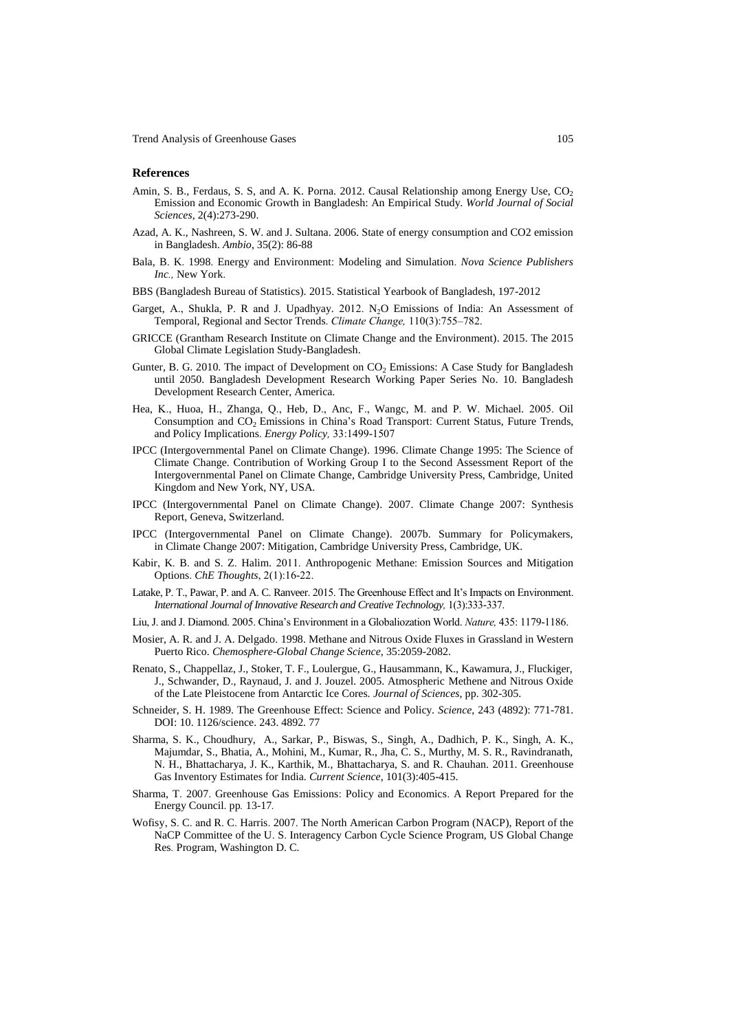## References

Amin, S. B., Ferdaus, S. S, and A. K. Porna. 2012. Causal Relationship among Energy Use, $CO_2$ Emission and Economic Growth in Bangladesh: An Empirical Study. *World Journal of Social Sciences*, 2(4):273-290.

Azad, A. K., Nashreen, S. W. and J. Sultana. 2006. State of energy consumption and CO2 emission in Bangladesh. *Ambio*, 35(2): 86-88

Bala, B. K. 1998. Energy and Environment: Modeling and Simulation. *Nova Science Publishers Inc.,* New York.

BBS (Bangladesh Bureau of Statistics). 2015. Statistical Yearbook of Bangladesh, 197-2012

Garget, A., Shukla, P. R and J. Upadhyay. 2012. $N_2O$ Emissions of India: An Assessment of Temporal, Regional and Sector Trends. *Climate Change,* 110(3):755–782.

GRICCE (Grantham Research Institute on Climate Change and the Environment). 2015. The 2015 Global Climate Legislation Study-Bangladesh.

Gunter, B. G. 2010. The impact of Development on $CO_2$ Emissions: A Case Study for Bangladesh until 2050. Bangladesh Development Research Working Paper Series No. 10. Bangladesh Development Research Center, America.

Hea, K., Huoa, H., Zhanga, Q., Heb, D., Anc, F., Wangc, M. and P. W. Michael. 2005. Oil Consumption and $CO_2$ Emissions in China's Road Transport: Current Status, Future Trends, and Policy Implications. *Energy Policy,* 33:1499-1507

IPCC (Intergovernmental Panel on Climate Change). 1996. Climate Change 1995: The Science of Climate Change. Contribution of Working Group I to the Second Assessment Report of the Intergovernmental Panel on Climate Change, Cambridge University Press, Cambridge, United Kingdom and New York, NY, USA.

IPCC (Intergovernmental Panel on Climate Change). 2007. Climate Change 2007: Synthesis Report, Geneva, Switzerland.

IPCC (Intergovernmental Panel on Climate Change). 2007b. Summary for Policymakers, in Climate Change 2007: Mitigation, Cambridge University Press, Cambridge, UK.

Kabir, K. B. and S. Z. Halim. 2011. Anthropogenic Methane: Emission Sources and Mitigation Options. *ChE Thoughts*, 2(1):16-22.

Latake, P. T., Pawar, P. and A. C. Ranveer. 2015. The Greenhouse Effect and It's Impacts on Environment. *International Journal of Innovative Research and Creative Technology,* 1(3):333-337.

Liu, J. and J. Diamond. 2005. China's Environment in a Globaliozation World. *Nature,* 435: 1179-1186.

Mosier, A. R. and J. A. Delgado. 1998. Methane and Nitrous Oxide Fluxes in Grassland in Western Puerto Rico. *Chemosphere-Global Change Science*, 35:2059-2082.

Renato, S., Chappellaz, J., Stoker, T. F., Loulergue, G., Hausammann, K., Kawamura, J., Fluckiger, J., Schwander, D., Raynaud, J. and J. Jouzel. 2005. Atmospheric Methene and Nitrous Oxide of the Late Pleistocene from Antarctic Ice Cores. *Journal of Sciences*, pp. 302-305.

Schneider, S. H. 1989. The Greenhouse Effect: Science and Policy. *Science*, 243 (4892): 771-781. DOI: 10. 1126/science. 243. 4892. 77

Sharma, S. K., Choudhury, A., Sarkar, P., Biswas, S., Singh, A., Dadhich, P. K., Singh, A. K., Majumdar, S., Bhatia, A., Mohini, M., Kumar, R., Jha, C. S., Murthy, M. S. R., Ravindranath, N. H., Bhattacharya, J. K., Karthik, M., Bhattacharya, S. and R. Chauhan. 2011. Greenhouse Gas Inventory Estimates for India. *Current Science*, 101(3):405-415.

Sharma, T. 2007. Greenhouse Gas Emissions: Policy and Economics. A Report Prepared for the Energy Council. pp*.* 13-17*.*

Wofisy, S. C. and R. C. Harris. 2007. The North American Carbon Program (NACP), Report of the NaCP Committee of the U. S. Interagency Carbon Cycle Science Program, US Global Change Res*.* Program, Washington D. C.